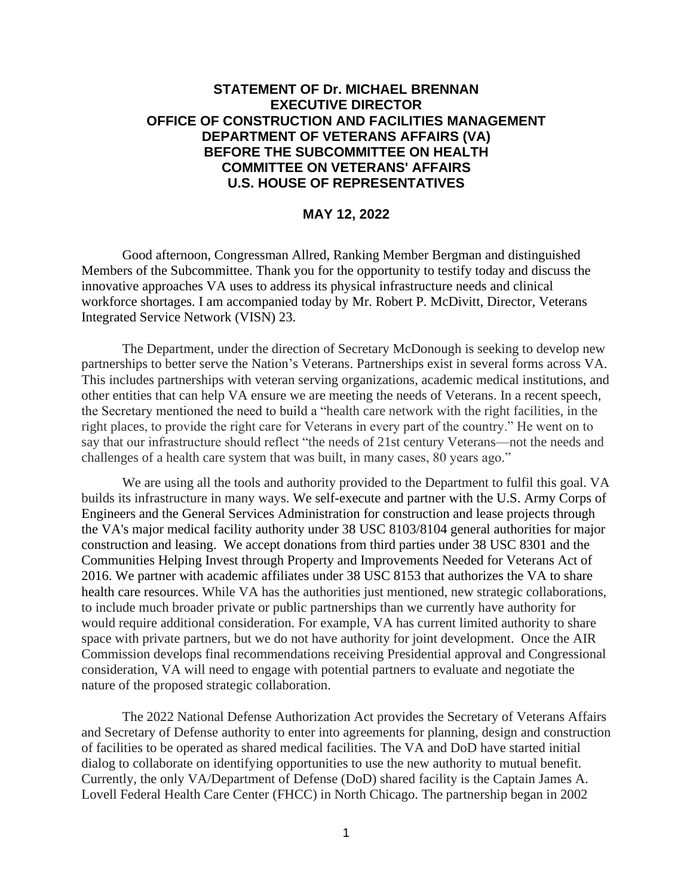**STATEMENT OF Dr. MICHAEL BRENNAN**
**EXECUTIVE DIRECTOR**
**OFFICE OF CONSTRUCTION AND FACILITIES MANAGEMENT**
**DEPARTMENT OF VETERANS AFFAIRS (VA)**
**BEFORE THE SUBCOMMITTEE ON HEALTH**
**COMMITTEE ON VETERANS' AFFAIRS**
**U.S. HOUSE OF REPRESENTATIVES**

**MAY 12, 2022**

Good afternoon, Congressman Allred, Ranking Member Bergman and distinguished Members of the Subcommittee. Thank you for the opportunity to testify today and discuss the innovative approaches VA uses to address its physical infrastructure needs and clinical workforce shortages. I am accompanied today by Mr. Robert P. McDivitt, Director, Veterans Integrated Service Network (VISN) 23.

The Department, under the direction of Secretary McDonough is seeking to develop new partnerships to better serve the Nation's Veterans. Partnerships exist in several forms across VA. This includes partnerships with veteran serving organizations, academic medical institutions, and other entities that can help VA ensure we are meeting the needs of Veterans. In a recent speech, the Secretary mentioned the need to build a "health care network with the right facilities, in the right places, to provide the right care for Veterans in every part of the country." He went on to say that our infrastructure should reflect "the needs of 21st century Veterans—not the needs and challenges of a health care system that was built, in many cases, 80 years ago."

We are using all the tools and authority provided to the Department to fulfil this goal. VA builds its infrastructure in many ways. We self-execute and partner with the U.S. Army Corps of Engineers and the General Services Administration for construction and lease projects through the VA's major medical facility authority under 38 USC 8103/8104 general authorities for major construction and leasing. We accept donations from third parties under 38 USC 8301 and the Communities Helping Invest through Property and Improvements Needed for Veterans Act of 2016. We partner with academic affiliates under 38 USC 8153 that authorizes the VA to share health care resources. While VA has the authorities just mentioned, new strategic collaborations, to include much broader private or public partnerships than we currently have authority for would require additional consideration. For example, VA has current limited authority to share space with private partners, but we do not have authority for joint development. Once the AIR Commission develops final recommendations receiving Presidential approval and Congressional consideration, VA will need to engage with potential partners to evaluate and negotiate the nature of the proposed strategic collaboration.

The 2022 National Defense Authorization Act provides the Secretary of Veterans Affairs and Secretary of Defense authority to enter into agreements for planning, design and construction of facilities to be operated as shared medical facilities. The VA and DoD have started initial dialog to collaborate on identifying opportunities to use the new authority to mutual benefit. Currently, the only VA/Department of Defense (DoD) shared facility is the Captain James A. Lovell Federal Health Care Center (FHCC) in North Chicago. The partnership began in 2002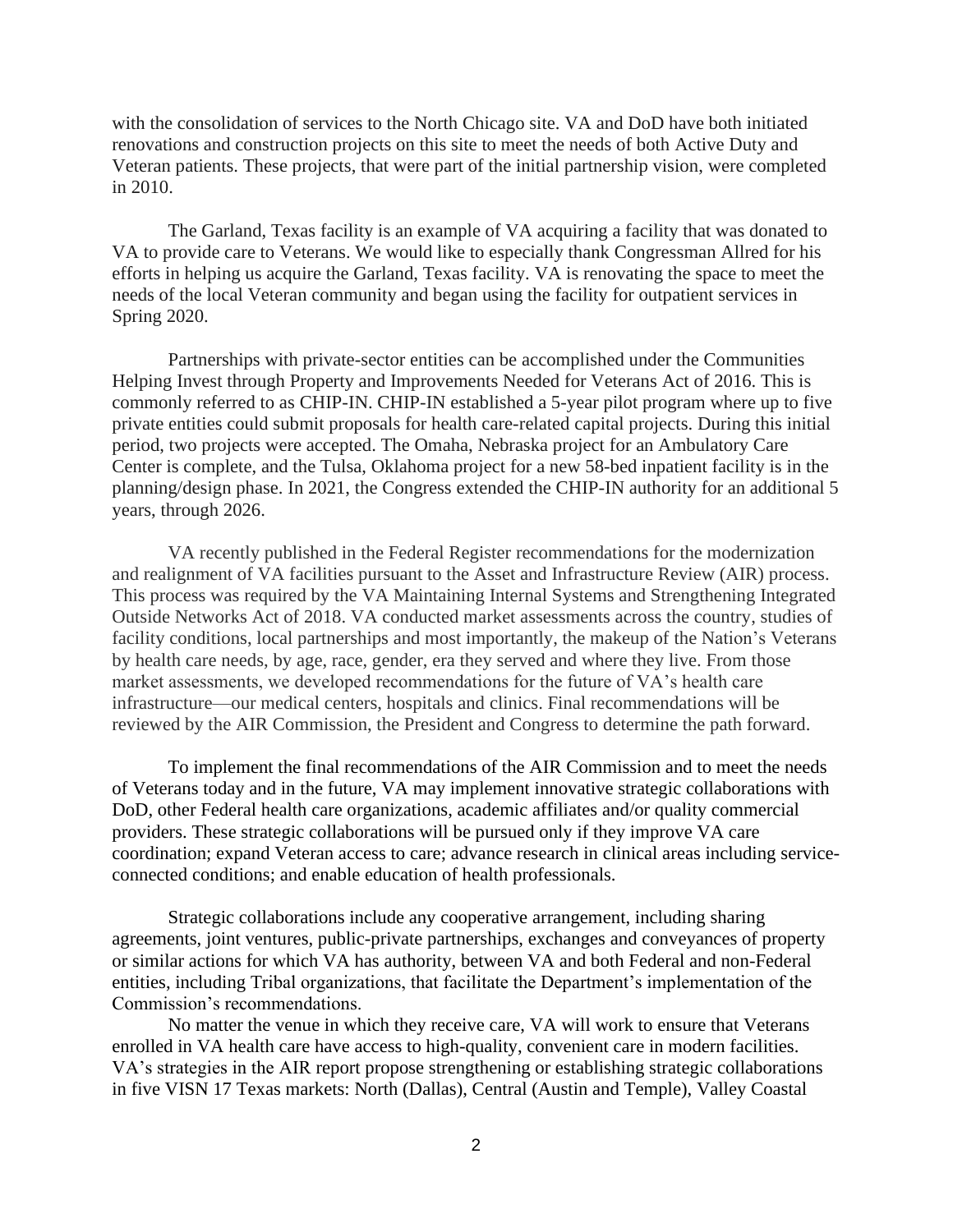with the consolidation of services to the North Chicago site. VA and DoD have both initiated renovations and construction projects on this site to meet the needs of both Active Duty and Veteran patients. These projects, that were part of the initial partnership vision, were completed in 2010.

The Garland, Texas facility is an example of VA acquiring a facility that was donated to VA to provide care to Veterans. We would like to especially thank Congressman Allred for his efforts in helping us acquire the Garland, Texas facility. VA is renovating the space to meet the needs of the local Veteran community and began using the facility for outpatient services in Spring 2020.

Partnerships with private-sector entities can be accomplished under the Communities Helping Invest through Property and Improvements Needed for Veterans Act of 2016. This is commonly referred to as CHIP-IN. CHIP-IN established a 5-year pilot program where up to five private entities could submit proposals for health care-related capital projects. During this initial period, two projects were accepted. The Omaha, Nebraska project for an Ambulatory Care Center is complete, and the Tulsa, Oklahoma project for a new 58-bed inpatient facility is in the planning/design phase. In 2021, the Congress extended the CHIP-IN authority for an additional 5 years, through 2026.

VA recently published in the Federal Register recommendations for the modernization and realignment of VA facilities pursuant to the Asset and Infrastructure Review (AIR) process. This process was required by the VA Maintaining Internal Systems and Strengthening Integrated Outside Networks Act of 2018. VA conducted market assessments across the country, studies of facility conditions, local partnerships and most importantly, the makeup of the Nation's Veterans by health care needs, by age, race, gender, era they served and where they live. From those market assessments, we developed recommendations for the future of VA's health care infrastructure—our medical centers, hospitals and clinics. Final recommendations will be reviewed by the AIR Commission, the President and Congress to determine the path forward.

To implement the final recommendations of the AIR Commission and to meet the needs of Veterans today and in the future, VA may implement innovative strategic collaborations with DoD, other Federal health care organizations, academic affiliates and/or quality commercial providers. These strategic collaborations will be pursued only if they improve VA care coordination; expand Veteran access to care; advance research in clinical areas including service-connected conditions; and enable education of health professionals.

Strategic collaborations include any cooperative arrangement, including sharing agreements, joint ventures, public-private partnerships, exchanges and conveyances of property or similar actions for which VA has authority, between VA and both Federal and non-Federal entities, including Tribal organizations, that facilitate the Department's implementation of the Commission's recommendations.

No matter the venue in which they receive care, VA will work to ensure that Veterans enrolled in VA health care have access to high-quality, convenient care in modern facilities. VA's strategies in the AIR report propose strengthening or establishing strategic collaborations in five VISN 17 Texas markets: North (Dallas), Central (Austin and Temple), Valley Coastal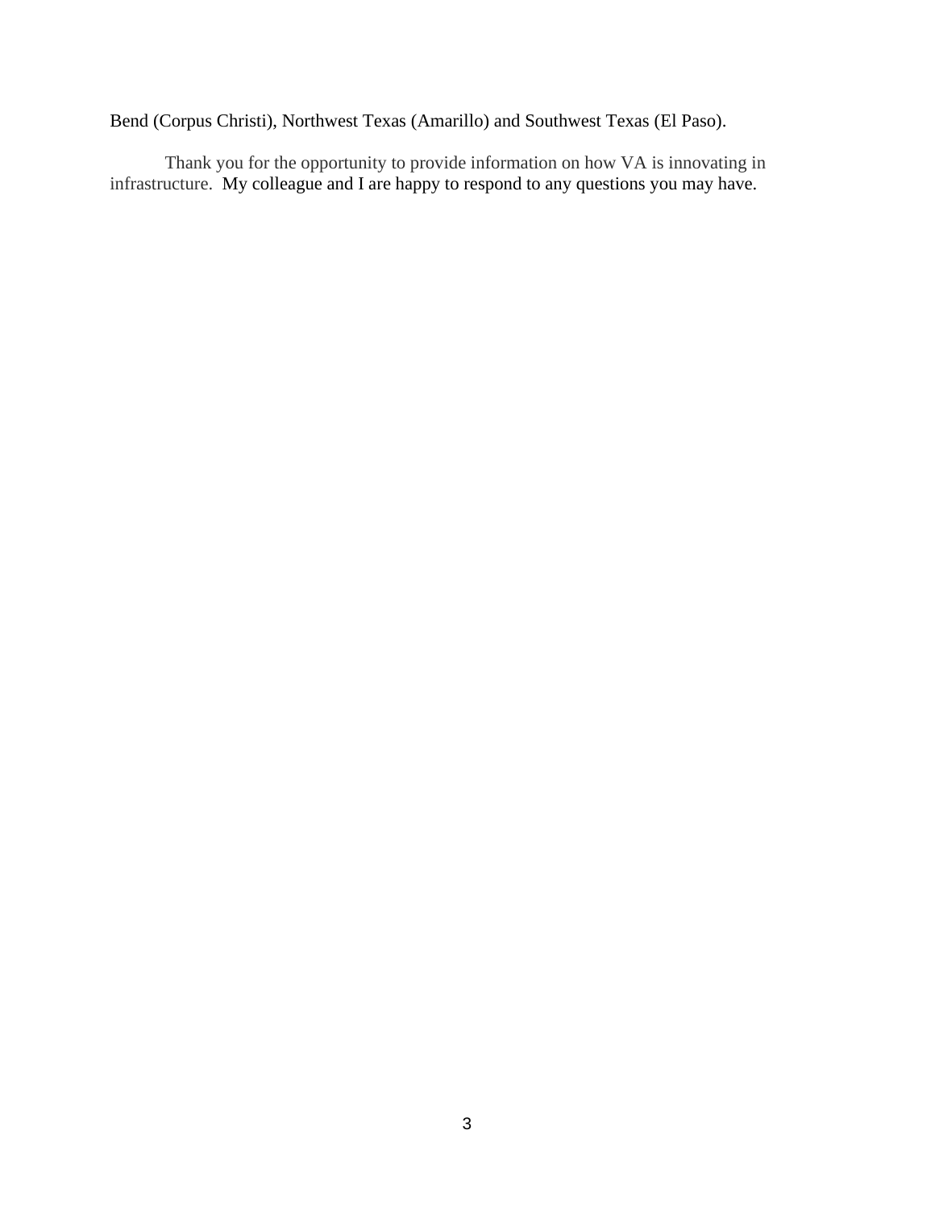Bend (Corpus Christi), Northwest Texas (Amarillo) and Southwest Texas (El Paso).

Thank you for the opportunity to provide information on how VA is innovating in infrastructure. My colleague and I are happy to respond to any questions you may have.